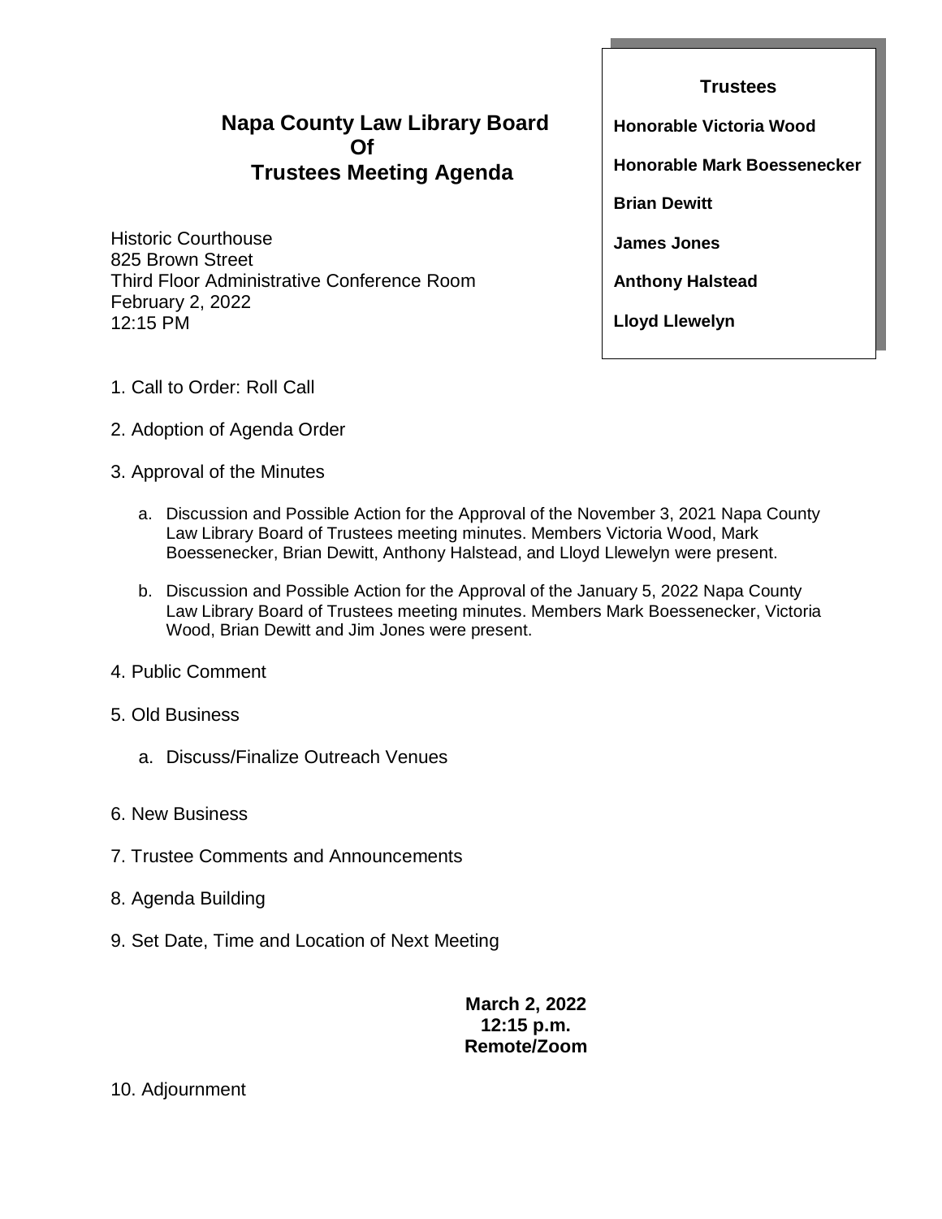# Napa County Law Library Board Of Trustees Meeting Agenda

Historic Courthouse
825 Brown Street
Third Floor Administrative Conference Room
February 2, 2022
12:15 PM

**Trustees**

**Honorable Victoria Wood**

**Honorable Mark Boessenecker**

**Brian Dewitt**

**James Jones**

**Anthony Halstead**

**Lloyd Llewelyn**

1. Call to Order: Roll Call

2. Adoption of Agenda Order

3. Approval of the Minutes

   a. Discussion and Possible Action for the Approval of the November 3, 2021 Napa County Law Library Board of Trustees meeting minutes. Members Victoria Wood, Mark Boessenecker, Brian Dewitt, Anthony Halstead, and Lloyd Llewelyn were present.

   b. Discussion and Possible Action for the Approval of the January 5, 2022 Napa County Law Library Board of Trustees meeting minutes. Members Mark Boessenecker, Victoria Wood, Brian Dewitt and Jim Jones were present.

4. Public Comment

5. Old Business

   a. Discuss/Finalize Outreach Venues

6. New Business

7. Trustee Comments and Announcements

8. Agenda Building

9. Set Date, Time and Location of Next Meeting

**March 2, 2022**
**12:15 p.m.**
**Remote/Zoom**

10. Adjournment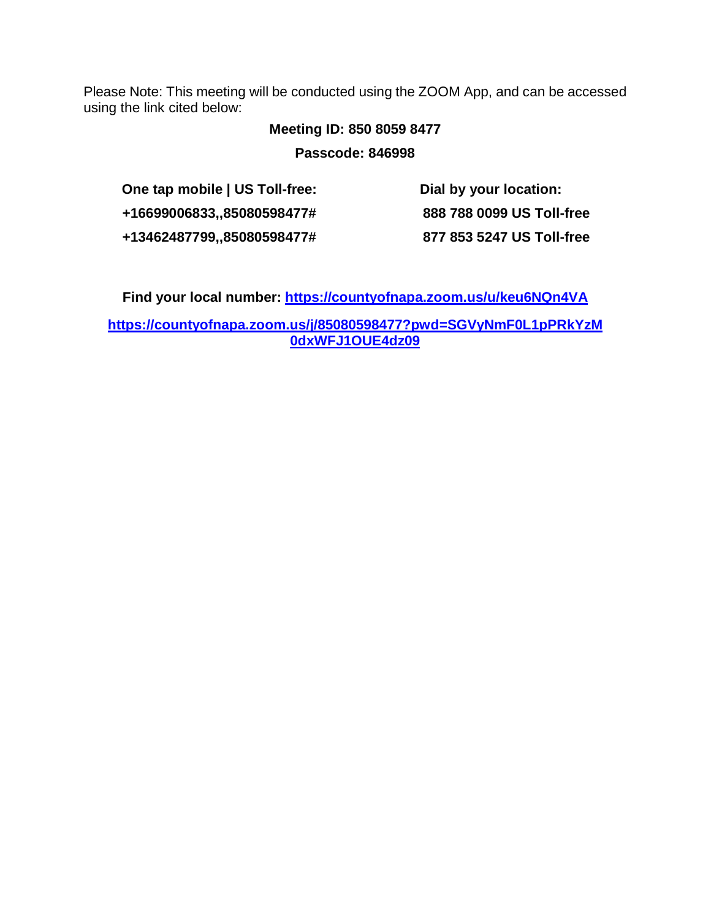Please Note: This meeting will be conducted using the ZOOM App, and can be accessed using the link cited below:

**Meeting ID: 850 8059 8477**

**Passcode: 846998**

| One tap mobile \| US Toll-free: | Dial by your location: |
|---|---|
| **+16699006833,,85080598477#** | **888 788 0099 US Toll-free** |
| **+13462487799,,85080598477#** | **877 853 5247 US Toll-free** |

**Find your local number: https://countyofnapa.zoom.us/u/keu6NQn4VA**

**https://countyofnapa.zoom.us/j/85080598477?pwd=SGVyNmF0L1pPRkYzM0dxWFJ1OUE4dz09**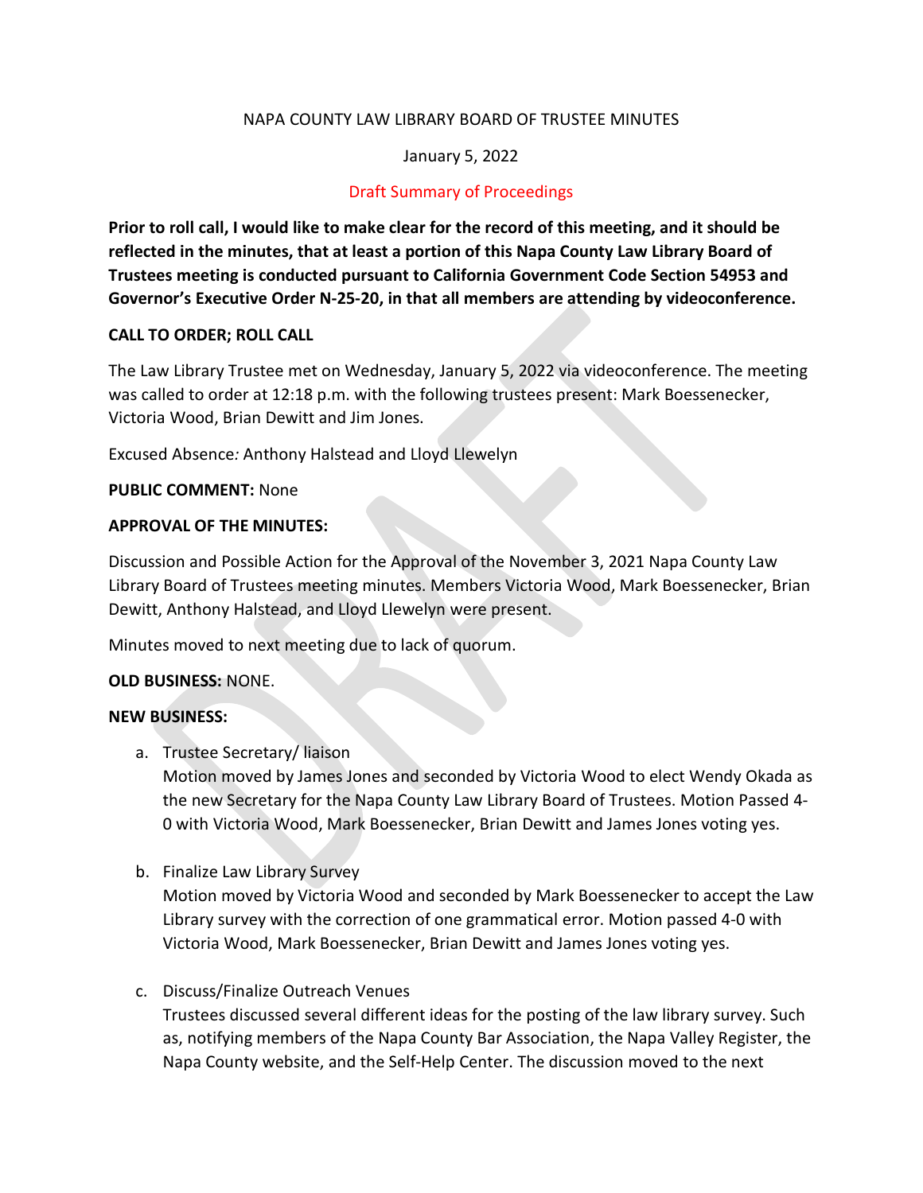NAPA COUNTY LAW LIBRARY BOARD OF TRUSTEE MINUTES

January 5, 2022

Draft Summary of Proceedings

**Prior to roll call, I would like to make clear for the record of this meeting, and it should be reflected in the minutes, that at least a portion of this Napa County Law Library Board of Trustees meeting is conducted pursuant to California Government Code Section 54953 and Governor's Executive Order N-25-20, in that all members are attending by videoconference.**

**CALL TO ORDER; ROLL CALL**

The Law Library Trustee met on Wednesday, January 5, 2022 via videoconference. The meeting was called to order at 12:18 p.m. with the following trustees present: Mark Boessenecker, Victoria Wood, Brian Dewitt and Jim Jones.

Excused Absence*:* Anthony Halstead and Lloyd Llewelyn

**PUBLIC COMMENT:** None

**APPROVAL OF THE MINUTES:**

Discussion and Possible Action for the Approval of the November 3, 2021 Napa County Law Library Board of Trustees meeting minutes. Members Victoria Wood, Mark Boessenecker, Brian Dewitt, Anthony Halstead, and Lloyd Llewelyn were present.

Minutes moved to next meeting due to lack of quorum.

**OLD BUSINESS:** NONE.

**NEW BUSINESS:**

a. Trustee Secretary/ liaison
   Motion moved by James Jones and seconded by Victoria Wood to elect Wendy Okada as the new Secretary for the Napa County Law Library Board of Trustees. Motion Passed 4-0 with Victoria Wood, Mark Boessenecker, Brian Dewitt and James Jones voting yes.

b. Finalize Law Library Survey
   Motion moved by Victoria Wood and seconded by Mark Boessenecker to accept the Law Library survey with the correction of one grammatical error. Motion passed 4-0 with Victoria Wood, Mark Boessenecker, Brian Dewitt and James Jones voting yes.

c. Discuss/Finalize Outreach Venues
   Trustees discussed several different ideas for the posting of the law library survey. Such as, notifying members of the Napa County Bar Association, the Napa Valley Register, the Napa County website, and the Self-Help Center. The discussion moved to the next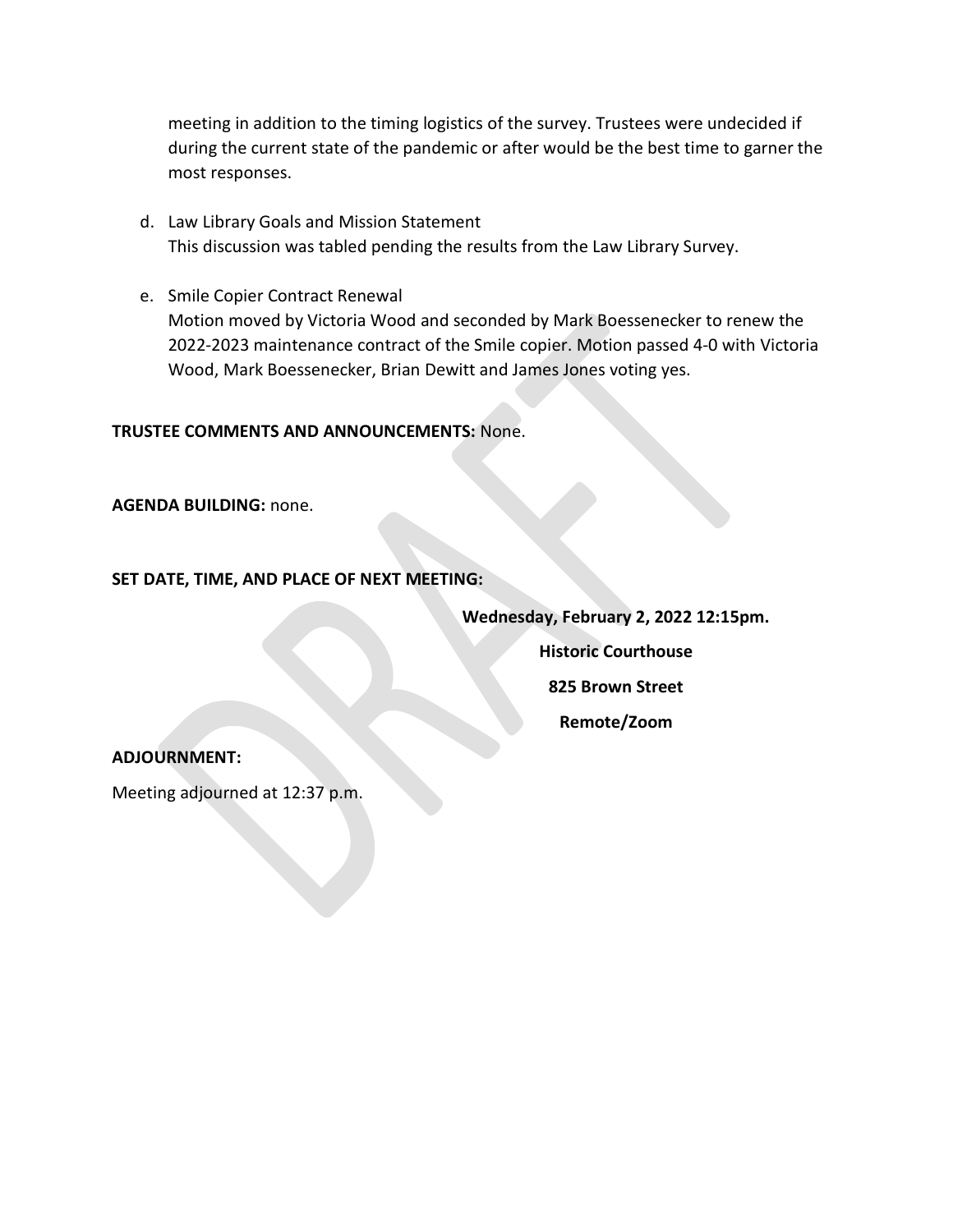meeting in addition to the timing logistics of the survey. Trustees were undecided if during the current state of the pandemic or after would be the best time to garner the most responses.

d. Law Library Goals and Mission Statement
   This discussion was tabled pending the results from the Law Library Survey.

e. Smile Copier Contract Renewal
   Motion moved by Victoria Wood and seconded by Mark Boessenecker to renew the 2022-2023 maintenance contract of the Smile copier. Motion passed 4-0 with Victoria Wood, Mark Boessenecker, Brian Dewitt and James Jones voting yes.

**TRUSTEE COMMENTS AND ANNOUNCEMENTS:** None.

**AGENDA BUILDING:** none.

**SET DATE, TIME, AND PLACE OF NEXT MEETING:**

**Wednesday, February 2, 2022 12:15pm.**

**Historic Courthouse**

**825 Brown Street**

**Remote/Zoom**

**ADJOURNMENT:**

Meeting adjourned at 12:37 p.m.